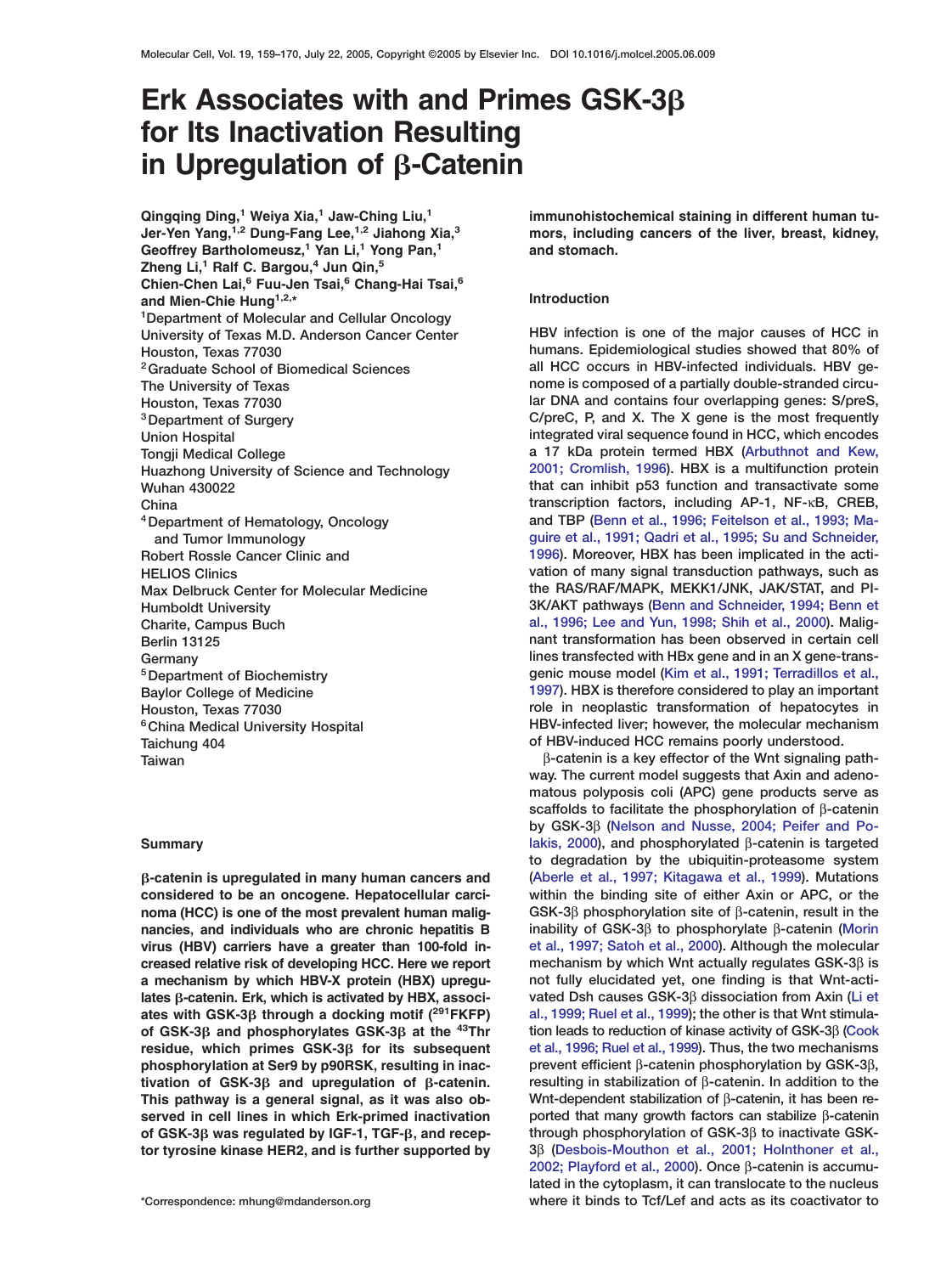# Erk Associates with and Primes GSK-3β for Its Inactivation Resulting in Upregulation of β-Catenin

Qingqing Ding,[1] Weiya Xia,[1] Jaw-Ching Liu,[1] Jer-Yen Yang,[1,2] Dung-Fang Lee,[1,2] Jiahong Xia,[3] Geoffrey Bartholomeusz,[1] Yan Li,[1] Yong Pan,[1] Zheng Li,[1] Ralf C. Bargou,[4] Jun Qin,[5] Chien-Chen Lai,[6] Fuu-Jen Tsai,[6] Chang-Hai Tsai,[6] and Mien-Chie Hung[1,2,*]

[1]Department of Molecular and Cellular Oncology, University of Texas M.D. Anderson Cancer Center, Houston, Texas 77030
[2]Graduate School of Biomedical Sciences, The University of Texas, Houston, Texas 77030
[3]Department of Surgery, Union Hospital, Tongji Medical College, Huazhong University of Science and Technology, Wuhan 430022, China
[4]Department of Hematology, Oncology and Tumor Immunology, Robert Rossle Cancer Clinic and HELIOS Clinics, Max Delbruck Center for Molecular Medicine, Humboldt University, Charite, Campus Buch, Berlin 13125, Germany
[5]Department of Biochemistry, Baylor College of Medicine, Houston, Texas 77030
[6]China Medical University Hospital, Taichung 404, Taiwan

## Summary

**β-catenin is upregulated in many human cancers and considered to be an oncogene. Hepatocellular carcinoma (HCC) is one of the most prevalent human malignancies, and individuals who are chronic hepatitis B virus (HBV) carriers have a greater than 100-fold increased relative risk of developing HCC. Here we report a mechanism by which HBV-X protein (HBX) upregulates β-catenin. Erk, which is activated by HBX, associates with GSK-3β through a docking motif ([291]FKFP) of GSK-3β and phosphorylates GSK-3β at the [43]Thr residue, which primes GSK-3β for its subsequent phosphorylation at Ser9 by p90RSK, resulting in inactivation of GSK-3β and upregulation of β-catenin. This pathway is a general signal, as it was also observed in cell lines in which Erk-primed inactivation of GSK-3β was regulated by IGF-1, TGF-β, and receptor tyrosine kinase HER2, and is further supported by immunohistochemical staining in different human tumors, including cancers of the liver, breast, kidney, and stomach.**

## Introduction

HBV infection is one of the major causes of HCC in humans. Epidemiological studies showed that 80% of all HCC occurs in HBV-infected individuals. HBV genome is composed of a partially double-stranded circular DNA and contains four overlapping genes: S/preS, C/preC, P, and X. The X gene is the most frequently integrated viral sequence found in HCC, which encodes a 17 kDa protein termed HBX (Arbuthnot and Kew, 2001; Cromlish, 1996). HBX is a multifunction protein that can inhibit p53 function and transactivate some transcription factors, including AP-1, NF-κB, CREB, and TBP (Benn et al., 1996; Feitelson et al., 1993; Maguire et al., 1991; Qadri et al., 1995; Su and Schneider, 1996). Moreover, HBX has been implicated in the activation of many signal transduction pathways, such as the RAS/RAF/MAPK, MEKK1/JNK, JAK/STAT, and PI-3K/AKT pathways (Benn and Schneider, 1994; Benn et al., 1996; Lee and Yun, 1998; Shih et al., 2000). Malignant transformation has been observed in certain cell lines transfected with HBx gene and in an X gene-transgenic mouse model (Kim et al., 1991; Terradillos et al., 1997). HBX is therefore considered to play an important role in neoplastic transformation of hepatocytes in HBV-infected liver; however, the molecular mechanism of HBV-induced HCC remains poorly understood.

β-catenin is a key effector of the Wnt signaling pathway. The current model suggests that Axin and adenomatous polyposis coli (APC) gene products serve as scaffolds to facilitate the phosphorylation of β-catenin by GSK-3β (Nelson and Nusse, 2004; Peifer and Polakis, 2000), and phosphorylated β-catenin is targeted to degradation by the ubiquitin-proteasome system (Aberle et al., 1997; Kitagawa et al., 1999). Mutations within the binding site of either Axin or APC, or the GSK-3β phosphorylation site of β-catenin, result in the inability of GSK-3β to phosphorylate β-catenin (Morin et al., 1997; Satoh et al., 2000). Although the molecular mechanism by which Wnt actually regulates GSK-3β is not fully elucidated yet, one finding is that Wnt-activated Dsh causes GSK-3β dissociation from Axin (Li et al., 1999; Ruel et al., 1999); the other is that Wnt stimulation leads to reduction of kinase activity of GSK-3β (Cook et al., 1996; Ruel et al., 1999). Thus, the two mechanisms prevent efficient β-catenin phosphorylation by GSK-3β, resulting in stabilization of β-catenin. In addition to the Wnt-dependent stabilization of β-catenin, it has been reported that many growth factors can stabilize β-catenin through phosphorylation of GSK-3β to inactivate GSK-3β (Desbois-Mouthon et al., 2001; Holnthoner et al., 2002; Playford et al., 2000). Once β-catenin is accumulated in the cytoplasm, it can translocate to the nucleus where it binds to Tcf/Lef and acts as its coactivator to

*Correspondence: mhung@mdanderson.org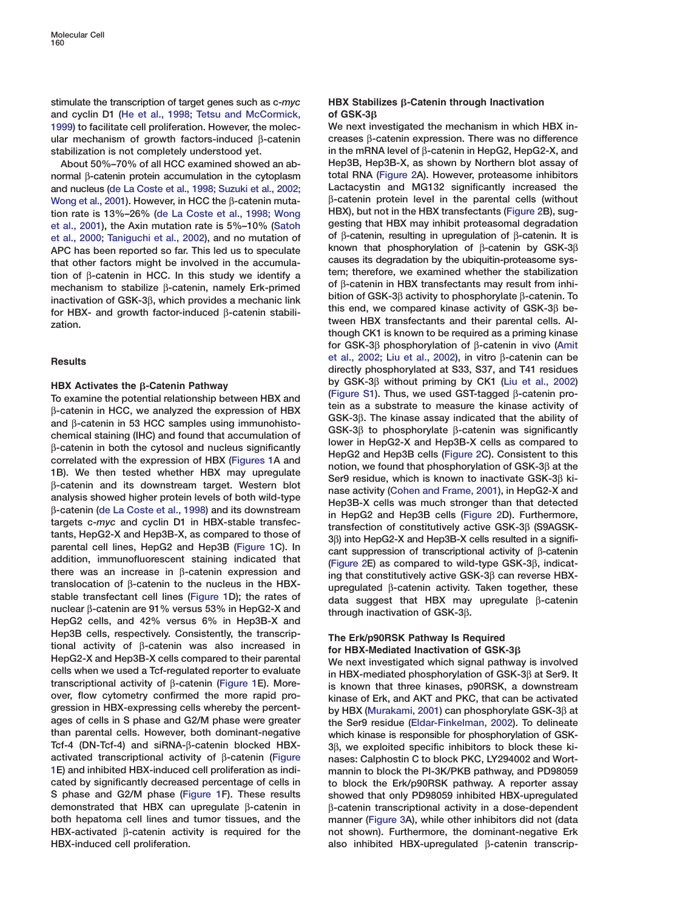stimulate the transcription of target genes such as c-*myc* and cyclin D1 (He et al., 1998; Tetsu and McCormick, 1999) to facilitate cell proliferation. However, the molecular mechanism of growth factors-induced β-catenin stabilization is not completely understood yet.

About 50%–70% of all HCC examined showed an abnormal β-catenin protein accumulation in the cytoplasm and nucleus (de La Coste et al., 1998; Suzuki et al., 2002; Wong et al., 2001). However, in HCC the β-catenin mutation rate is 13%–26% (de La Coste et al., 1998; Wong et al., 2001), the Axin mutation rate is 5%–10% (Satoh et al., 2000; Taniguchi et al., 2002), and no mutation of APC has been reported so far. This led us to speculate that other factors might be involved in the accumulation of β-catenin in HCC. In this study we identify a mechanism to stabilize β-catenin, namely Erk-primed inactivation of GSK-3β, which provides a mechanic link for HBX- and growth factor-induced β-catenin stabilization.

## Results

### HBX Activates the β-Catenin Pathway

To examine the potential relationship between HBX and β-catenin in HCC, we analyzed the expression of HBX and β-catenin in 53 HCC samples using immunohistochemical staining (IHC) and found that accumulation of β-catenin in both the cytosol and nucleus significantly correlated with the expression of HBX (Figures 1A and 1B). We then tested whether HBX may upregulate β-catenin and its downstream target. Western blot analysis showed higher protein levels of both wild-type β-catenin (de La Coste et al., 1998) and its downstream targets c-*myc* and cyclin D1 in HBX-stable transfectants, HepG2-X and Hep3B-X, as compared to those of parental cell lines, HepG2 and Hep3B (Figure 1C). In addition, immunofluorescent staining indicated that there was an increase in β-catenin expression and translocation of β-catenin to the nucleus in the HBX-stable transfectant cell lines (Figure 1D); the rates of nuclear β-catenin are 91% versus 53% in HepG2-X and HepG2 cells, and 42% versus 6% in Hep3B-X and Hep3B cells, respectively. Consistently, the transcriptional activity of β-catenin was also increased in HepG2-X and Hep3B-X cells compared to their parental cells when we used a Tcf-regulated reporter to evaluate transcriptional activity of β-catenin (Figure 1E). Moreover, flow cytometry confirmed the more rapid progression in HBX-expressing cells whereby the percentages of cells in S phase and G2/M phase were greater than parental cells. However, both dominant-negative Tcf-4 (DN-Tcf-4) and siRNA-β-catenin blocked HBX-activated transcriptional activity of β-catenin (Figure 1E) and inhibited HBX-induced cell proliferation as indicated by significantly decreased percentage of cells in S phase and G2/M phase (Figure 1F). These results demonstrated that HBX can upregulate β-catenin in both hepatoma cell lines and tumor tissues, and the HBX-activated β-catenin activity is required for the HBX-induced cell proliferation.

### HBX Stabilizes β-Catenin through Inactivation of GSK-3β

We next investigated the mechanism in which HBX increases β-catenin expression. There was no difference in the mRNA level of β-catenin in HepG2, HepG2-X, and Hep3B, Hep3B-X, as shown by Northern blot assay of total RNA (Figure 2A). However, proteasome inhibitors Lactacystin and MG132 significantly increased the β-catenin protein level in the parental cells (without HBX), but not in the HBX transfectants (Figure 2B), suggesting that HBX may inhibit proteasomal degradation of β-catenin, resulting in upregulation of β-catenin. It is known that phosphorylation of β-catenin by GSK-3β causes its degradation by the ubiquitin-proteasome system; therefore, we examined whether the stabilization of β-catenin in HBX transfectants may result from inhibition of GSK-3β activity to phosphorylate β-catenin. To this end, we compared kinase activity of GSK-3β between HBX transfectants and their parental cells. Although CK1 is known to be required as a priming kinase for GSK-3β phosphorylation of β-catenin in vivo (Amit et al., 2002; Liu et al., 2002), in vitro β-catenin can be directly phosphorylated at S33, S37, and T41 residues by GSK-3β without priming by CK1 (Liu et al., 2002) (Figure S1). Thus, we used GST-tagged β-catenin protein as a substrate to measure the kinase activity of GSK-3β. The kinase assay indicated that the ability of GSK-3β to phosphorylate β-catenin was significantly lower in HepG2-X and Hep3B-X cells as compared to HepG2 and Hep3B cells (Figure 2C). Consistent to this notion, we found that phosphorylation of GSK-3β at the Ser9 residue, which is known to inactivate GSK-3β kinase activity (Cohen and Frame, 2001), in HepG2-X and Hep3B-X cells was much stronger than that detected in HepG2 and Hep3B cells (Figure 2D). Furthermore, transfection of constitutively active GSK-3β (S9AGSK-3β) into HepG2-X and Hep3B-X cells resulted in a significant suppression of transcriptional activity of β-catenin (Figure 2E) as compared to wild-type GSK-3β, indicating that constitutively active GSK-3β can reverse HBX-upregulated β-catenin activity. Taken together, these data suggest that HBX may upregulate β-catenin through inactivation of GSK-3β.

### The Erk/p90RSK Pathway Is Required for HBX-Mediated Inactivation of GSK-3β

We next investigated which signal pathway is involved in HBX-mediated phosphorylation of GSK-3β at Ser9. It is known that three kinases, p90RSK, a downstream kinase of Erk, and AKT and PKC, that can be activated by HBX (Murakami, 2001) can phosphorylate GSK-3β at the Ser9 residue (Eldar-Finkelman, 2002). To delineate which kinase is responsible for phosphorylation of GSK-3β, we exploited specific inhibitors to block these kinases: Calphostin C to block PKC, LY294002 and Wortmannin to block the PI-3K/PKB pathway, and PD98059 to block the Erk/p90RSK pathway. A reporter assay showed that only PD98059 inhibited HBX-upregulated β-catenin transcriptional activity in a dose-dependent manner (Figure 3A), while other inhibitors did not (data not shown). Furthermore, the dominant-negative Erk also inhibited HBX-upregulated β-catenin transcrip-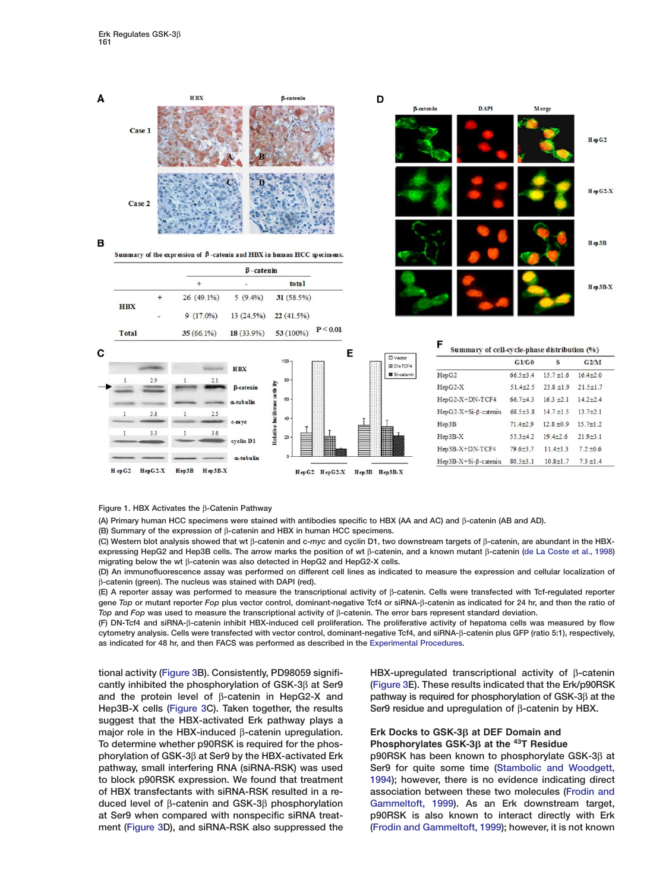Figure 1. HBX Activates the β-Catenin Pathway

(A) Primary human HCC specimens were stained with antibodies specific to HBX (AA and AC) and β-catenin (AB and AD).

(B) Summary of the expression of β-catenin and HBX in human HCC specimens.

(C) Western blot analysis showed that wt β-catenin and c-*myc* and cyclin D1, two downstream targets of β-catenin, are abundant in the HBX-expressing HepG2 and Hep3B cells. The arrow marks the position of wt β-catenin, and a known mutant β-catenin (de La Coste et al., 1998) migrating below the wt β-catenin was also detected in HepG2 and HepG2-X cells.

(D) An immunofluorescence assay was performed on different cell lines as indicated to measure the expression and cellular localization of β-catenin (green). The nucleus was stained with DAPI (red).

(E) A reporter assay was performed to measure the transcriptional activity of β-catenin. Cells were transfected with Tcf-regulated reporter gene *Top* or mutant reporter *Fop* plus vector control, dominant-negative Tcf4 or siRNA-β-catenin as indicated for 24 hr, and then the ratio of *Top* and *Fop* was used to measure the transcriptional activity of β-catenin. The error bars represent standard deviation.

(F) DN-Tcf4 and siRNA-β-catenin inhibit HBX-induced cell proliferation. The proliferative activity of hepatoma cells was measured by flow cytometry analysis. Cells were transfected with vector control, dominant-negative Tcf4, and siRNA-β-catenin plus GFP (ratio 5:1), respectively, as indicated for 48 hr, and then FACS was performed as described in the Experimental Procedures.

tional activity (Figure 3B). Consistently, PD98059 significantly inhibited the phosphorylation of GSK-3β at Ser9 and the protein level of β-catenin in HepG2-X and Hep3B-X cells (Figure 3C). Taken together, the results suggest that the HBX-activated Erk pathway plays a major role in the HBX-induced β-catenin upregulation. To determine whether p90RSK is required for the phosphorylation of GSK-3β at Ser9 by the HBX-activated Erk pathway, small interfering RNA (siRNA-RSK) was used to block p90RSK expression. We found that treatment of HBX transfectants with siRNA-RSK resulted in a reduced level of β-catenin and GSK-3β phosphorylation at Ser9 when compared with nonspecific siRNA treatment (Figure 3D), and siRNA-RSK also suppressed the HBX-upregulated transcriptional activity of β-catenin (Figure 3E). These results indicated that the Erk/p90RSK pathway is required for phosphorylation of GSK-3β at the Ser9 residue and upregulation of β-catenin by HBX.

## Erk Docks to GSK-3β at DEF Domain and Phosphorylates GSK-3β at the [43]T Residue

p90RSK has been known to phosphorylate GSK-3β at Ser9 for quite some time (Stambolic and Woodgett, 1994); however, there is no evidence indicating direct association between these two molecules (Frodin and Gammeltoft, 1999). As an Erk downstream target, p90RSK is also known to interact directly with Erk (Frodin and Gammeltoft, 1999); however, it is not known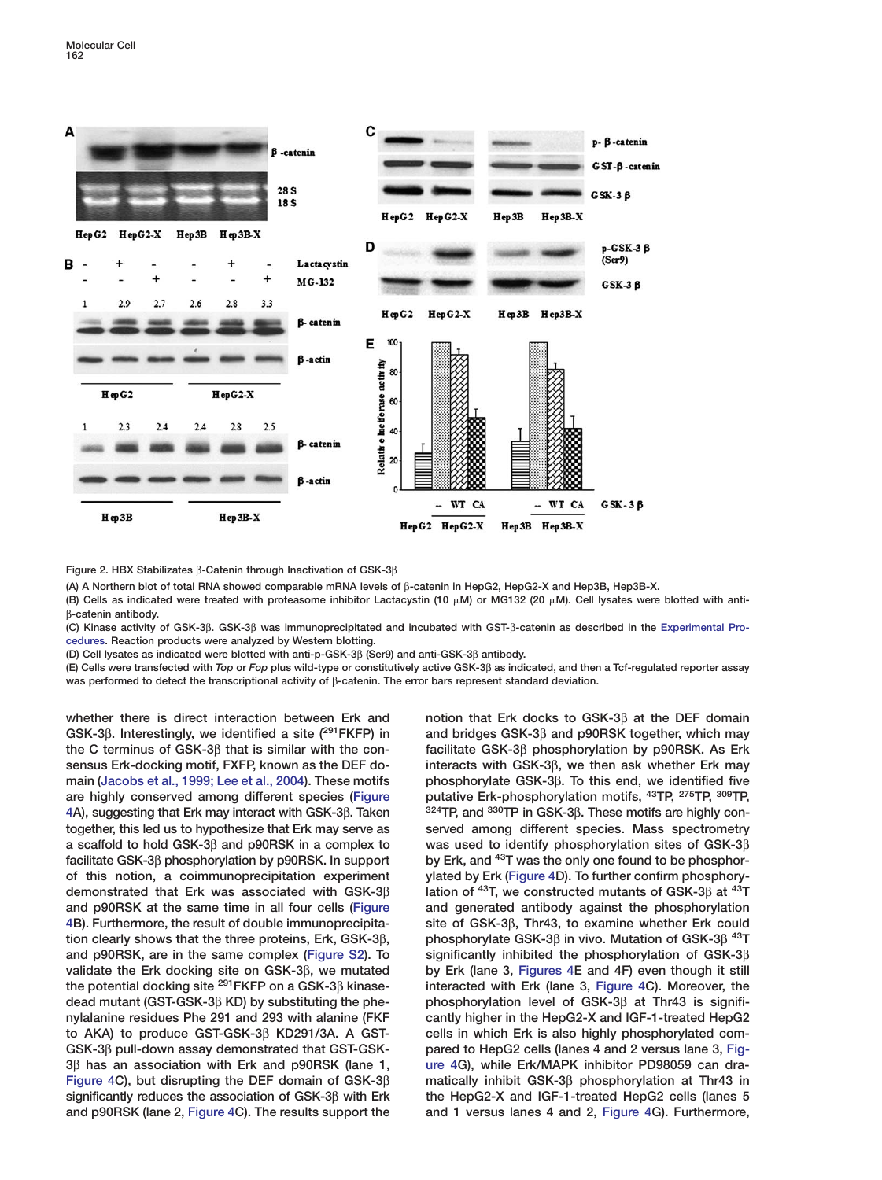Figure 2. HBX Stabilizes β-Catenin through Inactivation of GSK-3β

(A) A Northern blot of total RNA showed comparable mRNA levels of β-catenin in HepG2, HepG2-X and Hep3B, Hep3B-X.

(B) Cells as indicated were treated with proteasome inhibitor Lactacystin (10 μM) or MG132 (20 μM). Cell lysates were blotted with anti-β-catenin antibody.

(C) Kinase activity of GSK-3β. GSK-3β was immunoprecipitated and incubated with GST-β-catenin as described in the Experimental Procedures. Reaction products were analyzed by Western blotting.

(D) Cell lysates as indicated were blotted with anti-p-GSK-3β (Ser9) and anti-GSK-3β antibody.

(E) Cells were transfected with *Top* or *Fop* plus wild-type or constitutively active GSK-3β as indicated, and then a Tcf-regulated reporter assay was performed to detect the transcriptional activity of β-catenin. The error bars represent standard deviation.

whether there is direct interaction between Erk and GSK-3β. Interestingly, we identified a site ($^{291}$FKFP) in the C terminus of GSK-3β that is similar with the consensus Erk-docking motif, FXFP, known as the DEF domain (Jacobs et al., 1999; Lee et al., 2004). These motifs are highly conserved among different species (Figure 4A), suggesting that Erk may interact with GSK-3β. Taken together, this led us to hypothesize that Erk may serve as a scaffold to hold GSK-3β and p90RSK in a complex to facilitate GSK-3β phosphorylation by p90RSK. In support of this notion, a coimmunoprecipitation experiment demonstrated that Erk was associated with GSK-3β and p90RSK at the same time in all four cells (Figure 4B). Furthermore, the result of double immunoprecipitation clearly shows that the three proteins, Erk, GSK-3β, and p90RSK, are in the same complex (Figure S2). To validate the Erk docking site on GSK-3β, we mutated the potential docking site $^{291}$FKFP on a GSK-3β kinase-dead mutant (GST-GSK-3β KD) by substituting the phenylalanine residues Phe 291 and 293 with alanine (FKF to AKA) to produce GST-GSK-3β KD291/3A. A GST-GSK-3β pull-down assay demonstrated that GST-GSK-3β has an association with Erk and p90RSK (lane 1, Figure 4C), but disrupting the DEF domain of GSK-3β significantly reduces the association of GSK-3β with Erk and p90RSK (lane 2, Figure 4C). The results support the notion that Erk docks to GSK-3β at the DEF domain and bridges GSK-3β and p90RSK together, which may facilitate GSK-3β phosphorylation by p90RSK. As Erk interacts with GSK-3β, we then ask whether Erk may phosphorylate GSK-3β. To this end, we identified five putative Erk-phosphorylation motifs, $^{43}$TP, $^{275}$TP, $^{309}$TP, $^{324}$TP, and $^{330}$TP in GSK-3β. These motifs are highly conserved among different species. Mass spectrometry was used to identify phosphorylation sites of GSK-3β by Erk, and $^{43}$T was the only one found to be phosphorylated by Erk (Figure 4D). To further confirm phosphorylation of $^{43}$T, we constructed mutants of GSK-3β at $^{43}$T and generated antibody against the phosphorylation site of GSK-3β, Thr43, to examine whether Erk could phosphorylate GSK-3β in vivo. Mutation of GSK-3β $^{43}$T significantly inhibited the phosphorylation of GSK-3β by Erk (lane 3, Figures 4E and 4F) even though it still interacted with Erk (lane 3, Figure 4C). Moreover, the phosphorylation level of GSK-3β at Thr43 is significantly higher in the HepG2-X and IGF-1-treated HepG2 cells in which Erk is also highly phosphorylated compared to HepG2 cells (lanes 4 and 2 versus lane 3, Figure 4G), while Erk/MAPK inhibitor PD98059 can dramatically inhibit GSK-3β phosphorylation at Thr43 in the HepG2-X and IGF-1-treated HepG2 cells (lanes 5 and 1 versus lanes 4 and 2, Figure 4G). Furthermore,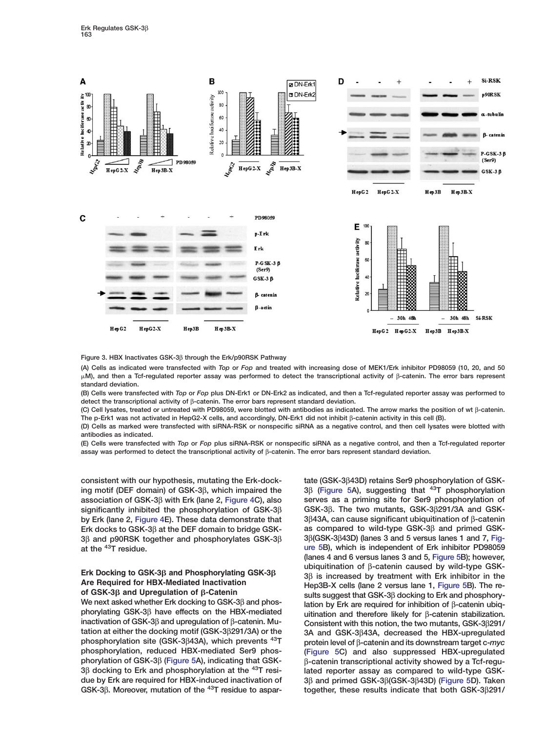Figure 3. HBX Inactivates GSK-3β through the Erk/p90RSK Pathway

(A) Cells as indicated were transfected with *Top* or *Fop* and treated with increasing dose of MEK1/Erk inhibitor PD98059 (10, 20, and 50 μM), and then a Tcf-regulated reporter assay was performed to detect the transcriptional activity of β-catenin. The error bars represent standard deviation.

(B) Cells were transfected with *Top* or *Fop* plus DN-Erk1 or DN-Erk2 as indicated, and then a Tcf-regulated reporter assay was performed to detect the transcriptional activity of β-catenin. The error bars represent standard deviation.

(C) Cell lysates, treated or untreated with PD98059, were blotted with antibodies as indicated. The arrow marks the position of wt β-catenin. The p-Erk1 was not activated in HepG2-X cells, and accordingly, DN-Erk1 did not inhibit β-catenin activity in this cell (B).

(D) Cells as marked were transfected with siRNA-RSK or nonspecific siRNA as a negative control, and then cell lysates were blotted with antibodies as indicated.

(E) Cells were transfected with *Top* or *Fop* plus siRNA-RSK or nonspecific siRNA as a negative control, and then a Tcf-regulated reporter assay was performed to detect the transcriptional activity of β-catenin. The error bars represent standard deviation.

consistent with our hypothesis, mutating the Erk-docking motif (DEF domain) of GSK-3β, which impaired the association of GSK-3β with Erk (lane 2, Figure 4C), also significantly inhibited the phosphorylation of GSK-3β by Erk (lane 2, Figure 4E). These data demonstrate that Erk docks to GSK-3β at the DEF domain to bridge GSK-3β and p90RSK together and phosphorylates GSK-3β at the [43]T residue.

### Erk Docking to GSK-3β and Phosphorylating GSK-3β Are Required for HBX-Mediated Inactivation of GSK-3β and Upregulation of β-Catenin

We next asked whether Erk docking to GSK-3β and phosphorylating GSK-3β have effects on the HBX-mediated inactivation of GSK-3β and upregulation of β-catenin. Mutation at either the docking motif (GSK-3β291/3A) or the phosphorylation site (GSK-3β43A), which prevents [43]T phosphorylation, reduced HBX-mediated Ser9 phosphorylation of GSK-3β (Figure 5A), indicating that GSK-3β docking to Erk and phosphorylation at the [43]T residue by Erk are required for HBX-induced inactivation of GSK-3β. Moreover, mutation of the [43]T residue to aspartate (GSK-3β43D) retains Ser9 phosphorylation of GSK-3β (Figure 5A), suggesting that [43]T phosphorylation serves as a priming site for Ser9 phosphorylation of GSK-3β. The two mutants, GSK-3β291/3A and GSK-3β43A, can cause significant ubiquitination of β-catenin as compared to wild-type GSK-3β and primed GSK-3β(GSK-3β43D) (lanes 3 and 5 versus lanes 1 and 7, Figure 5B), which is independent of Erk inhibitor PD98059 (lanes 4 and 6 versus lanes 3 and 5, Figure 5B); however, ubiquitination of β-catenin caused by wild-type GSK-3β is increased by treatment with Erk inhibitor in the Hep3B-X cells (lane 2 versus lane 1, Figure 5B). The results suggest that GSK-3β docking to Erk and phosphorylation by Erk are required for inhibition of β-catenin ubiquitination and therefore likely for β-catenin stabilization. Consistent with this notion, the two mutants, GSK-3β291/3A and GSK-3β43A, decreased the HBX-upregulated protein level of β-catenin and its downstream target c-*myc* (Figure 5C) and also suppressed HBX-upregulated β-catenin transcriptional activity showed by a Tcf-regulated reporter assay as compared to wild-type GSK-3β and primed GSK-3β(GSK-3β43D) (Figure 5D). Taken together, these results indicate that both GSK-3β291/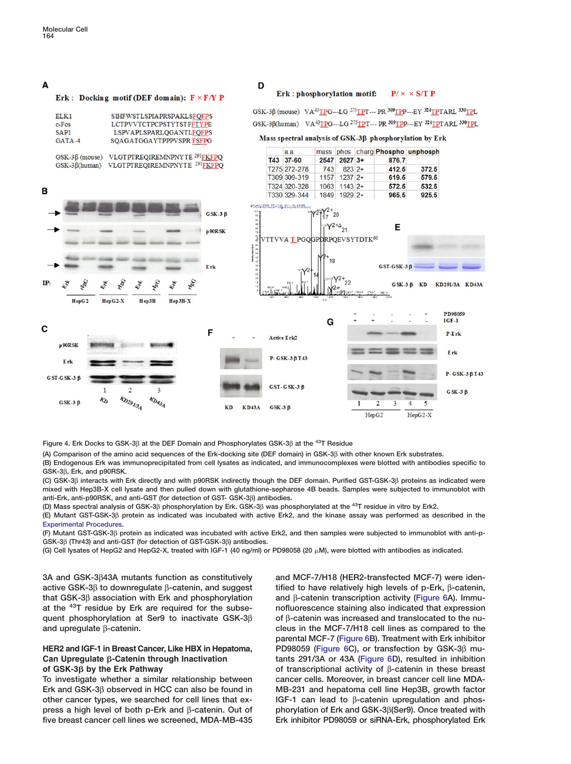Figure 4. Erk Docks to GSK-3β at the DEF Domain and Phosphorylates GSK-3β at the [43]T Residue

(A) Comparison of the amino acid sequences of the Erk-docking site (DEF domain) in GSK-3β with other known Erk substrates.

(B) Endogenous Erk was immunoprecipitated from cell lysates as indicated, and immunocomplexes were blotted with antibodies specific to GSK-3β, Erk, and p90RSK.

(C) GSK-3β interacts with Erk directly and with p90RSK indirectly though the DEF domain. Purified GST-GSK-3β proteins as indicated were mixed with Hep3B-X cell lysate and then pulled down with glutathione-sepharose 4B beads. Samples were subjected to immunoblot with anti-Erk, anti-p90RSK, and anti-GST (for detection of GST- GSK-3β) antibodies.

(D) Mass spectral analysis of GSK-3β phosphorylation by Erk. GSK-3β was phosphorylated at the [43]T residue in vitro by Erk2.

(E) Mutant GST-GSK-3β protein as indicated was incubated with active Erk2, and the kinase assay was performed as described in the Experimental Procedures.

(F) Mutant GST-GSK-3β protein as indicated was incubated with active Erk2, and then samples were subjected to immunoblot with anti-p-GSK-3β (Thr43) and anti-GST (for detection of GST-GSK-3β) antibodies.

(G) Cell lysates of HepG2 and HepG2-X, treated with IGF-1 (40 ng/ml) or PD98058 (20 μM), were blotted with antibodies as indicated.

3A and GSK-3β43A mutants function as constitutively active GSK-3β to downregulate β-catenin, and suggest that GSK-3β association with Erk and phosphorylation at the [43]T residue by Erk are required for the subsequent phosphorylation at Ser9 to inactivate GSK-3β and upregulate β-catenin.

### HER2 and IGF-1 in Breast Cancer, Like HBX in Hepatoma, Can Upregulate β-Catenin through Inactivation of GSK-3β by the Erk Pathway

To investigate whether a similar relationship between Erk and GSK-3β observed in HCC can also be found in other cancer types, we searched for cell lines that express a high level of both p-Erk and β-catenin. Out of five breast cancer cell lines we screened, MDA-MB-435 and MCF-7/H18 (HER2-transfected MCF-7) were identified to have relatively high levels of p-Erk, β-catenin, and β-catenin transcription activity (Figure 6A). Immunofluorescence staining also indicated that expression of β-catenin was increased and translocated to the nucleus in the MCF-7/H18 cell lines as compared to the parental MCF-7 (Figure 6B). Treatment with Erk inhibitor PD98059 (Figure 6C), or transfection by GSK-3β mutants 291/3A or 43A (Figure 6D), resulted in inhibition of transcriptional activity of β-catenin in these breast cancer cells. Moreover, in breast cancer cell line MDA-MB-231 and hepatoma cell line Hep3B, growth factor IGF-1 can lead to β-catenin upregulation and phosphorylation of Erk and GSK-3β(Ser9). Once treated with Erk inhibitor PD98059 or siRNA-Erk, phosphorylated Erk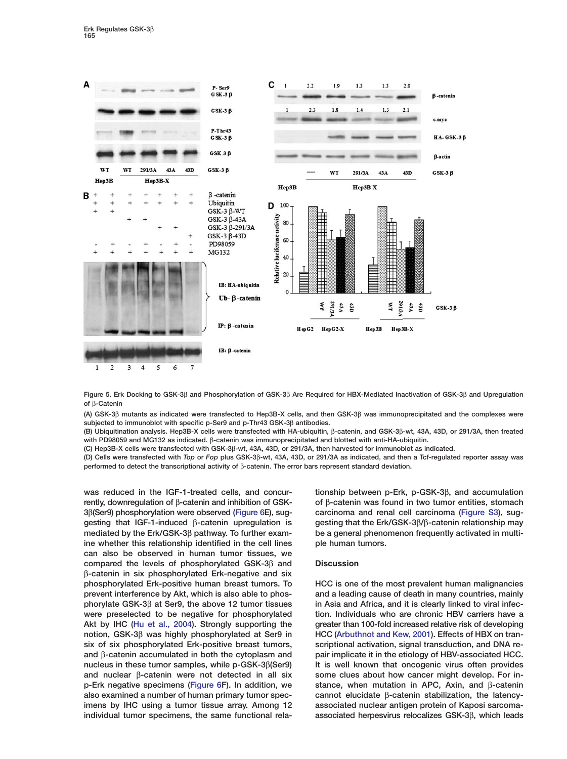Figure 5. Erk Docking to GSK-3β and Phosphorylation of GSK-3β Are Required for HBX-Mediated Inactivation of GSK-3β and Upregulation of β-Catenin

(A) GSK-3β mutants as indicated were transfected to Hep3B-X cells, and then GSK-3β was immunoprecipitated and the complexes were subjected to immunoblot with specific p-Ser9 and p-Thr43 GSK-3β antibodies.

(B) Ubiquitination analysis. Hep3B-X cells were transfected with HA-ubiquitin, β-catenin, and GSK-3β-wt, 43A, 43D, or 291/3A, then treated with PD98059 and MG132 as indicated. β-catenin was immunoprecipitated and blotted with anti-HA-ubiquitin.

(C) Hep3B-X cells were transfected with GSK-3β-wt, 43A, 43D, or 291/3A, then harvested for immunoblot as indicated.

(D) Cells were transfected with *Top* or *Fop* plus GSK-3β-wt, 43A, 43D, or 291/3A as indicated, and then a Tcf-regulated reporter assay was performed to detect the transcriptional activity of β-catenin. The error bars represent standard deviation.

was reduced in the IGF-1-treated cells, and concurrently, downregulation of β-catenin and inhibition of GSK-3β(Ser9) phosphorylation were observed (Figure 6E), suggesting that IGF-1-induced β-catenin upregulation is mediated by the Erk/GSK-3β pathway. To further examine whether this relationship identified in the cell lines can also be observed in human tumor tissues, we compared the levels of phosphorylated GSK-3β and β-catenin in six phosphorylated Erk-negative and six phosphorylated Erk-positive human breast tumors. To prevent interference by Akt, which is also able to phosphorylate GSK-3β at Ser9, the above 12 tumor tissues were preselected to be negative for phosphorylated Akt by IHC (Hu et al., 2004). Strongly supporting the notion, GSK-3β was highly phosphorylated at Ser9 in six of six phosphorylated Erk-positive breast tumors, and β-catenin accumulated in both the cytoplasm and nucleus in these tumor samples, while p-GSK-3β(Ser9) and nuclear β-catenin were not detected in all six p-Erk negative specimens (Figure 6F). In addition, we also examined a number of human primary tumor specimens by IHC using a tumor tissue array. Among 12 individual tumor specimens, the same functional relationship between p-Erk, p-GSK-3β, and accumulation of β-catenin was found in two tumor entities, stomach carcinoma and renal cell carcinoma (Figure S3), suggesting that the Erk/GSK-3β/β-catenin relationship may be a general phenomenon frequently activated in multiple human tumors.

## Discussion

HCC is one of the most prevalent human malignancies and a leading cause of death in many countries, mainly in Asia and Africa, and it is clearly linked to viral infection. Individuals who are chronic HBV carriers have a greater than 100-fold increased relative risk of developing HCC (Arbuthnot and Kew, 2001). Effects of HBX on transcriptional activation, signal transduction, and DNA repair implicate it in the etiology of HBV-associated HCC. It is well known that oncogenic virus often provides some clues about how cancer might develop. For instance, when mutation in APC, Axin, and β-catenin cannot elucidate β-catenin stabilization, the latency-associated nuclear antigen protein of Kaposi sarcoma-associated herpesvirus relocalizes GSK-3β, which leads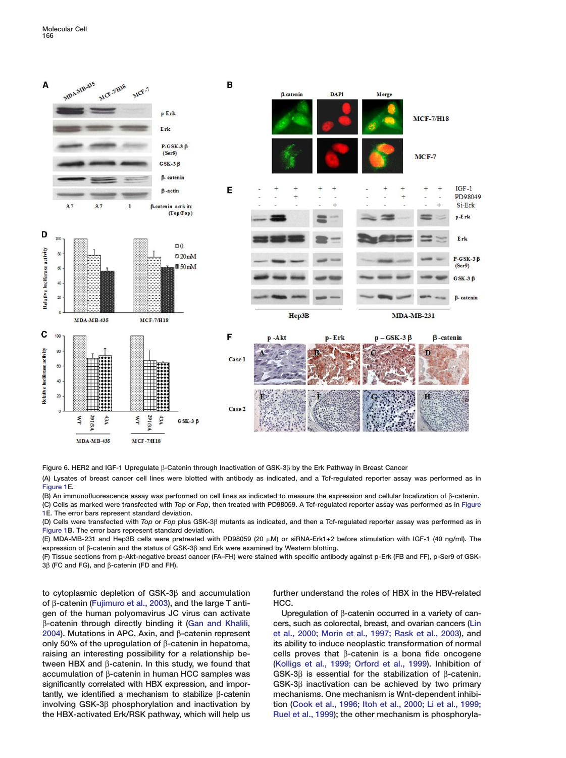Figure 6. HER2 and IGF-1 Upregulate β-Catenin through Inactivation of GSK-3β by the Erk Pathway in Breast Cancer

(A) Lysates of breast cancer cell lines were blotted with antibody as indicated, and a Tcf-regulated reporter assay was performed as in Figure 1E.

(B) An immunofluorescence assay was performed on cell lines as indicated to measure the expression and cellular localization of β-catenin.

(C) Cells as marked were transfected with *Top* or *Fop*, then treated with PD98059. A Tcf-regulated reporter assay was performed as in Figure 1E. The error bars represent standard deviation.

(D) Cells were transfected with *Top* or *Fop* plus GSK-3β mutants as indicated, and then a Tcf-regulated reporter assay was performed as in Figure 1B. The error bars represent standard deviation.

(E) MDA-MB-231 and Hep3B cells were pretreated with PD98059 (20 μM) or siRNA-Erk1+2 before stimulation with IGF-1 (40 ng/ml). The expression of β-catenin and the status of GSK-3β and Erk were examined by Western blotting.

(F) Tissue sections from p-Akt-negative breast cancer (FA–FH) were stained with specific antibody against p-Erk (FB and FF), p-Ser9 of GSK-3β (FC and FG), and β-catenin (FD and FH).

to cytoplasmic depletion of GSK-3β and accumulation of β-catenin (Fujimuro et al., 2003), and the large T antigen of the human polyomavirus JC virus can activate β-catenin through directly binding it (Gan and Khalili, 2004). Mutations in APC, Axin, and β-catenin represent only 50% of the upregulation of β-catenin in hepatoma, raising an interesting possibility for a relationship between HBX and β-catenin. In this study, we found that accumulation of β-catenin in human HCC samples was significantly correlated with HBX expression, and importantly, we identified a mechanism to stabilize β-catenin involving GSK-3β phosphorylation and inactivation by the HBX-activated Erk/RSK pathway, which will help us further understand the roles of HBX in the HBV-related HCC.

Upregulation of β-catenin occurred in a variety of cancers, such as colorectal, breast, and ovarian cancers (Lin et al., 2000; Morin et al., 1997; Rask et al., 2003), and its ability to induce neoplastic transformation of normal cells proves that β-catenin is a bona fide oncogene (Kolligs et al., 1999; Orford et al., 1999). Inhibition of GSK-3β is essential for the stabilization of β-catenin. GSK-3β inactivation can be achieved by two primary mechanisms. One mechanism is Wnt-dependent inhibition (Cook et al., 1996; Itoh et al., 2000; Li et al., 1999; Ruel et al., 1999); the other mechanism is phosphoryla-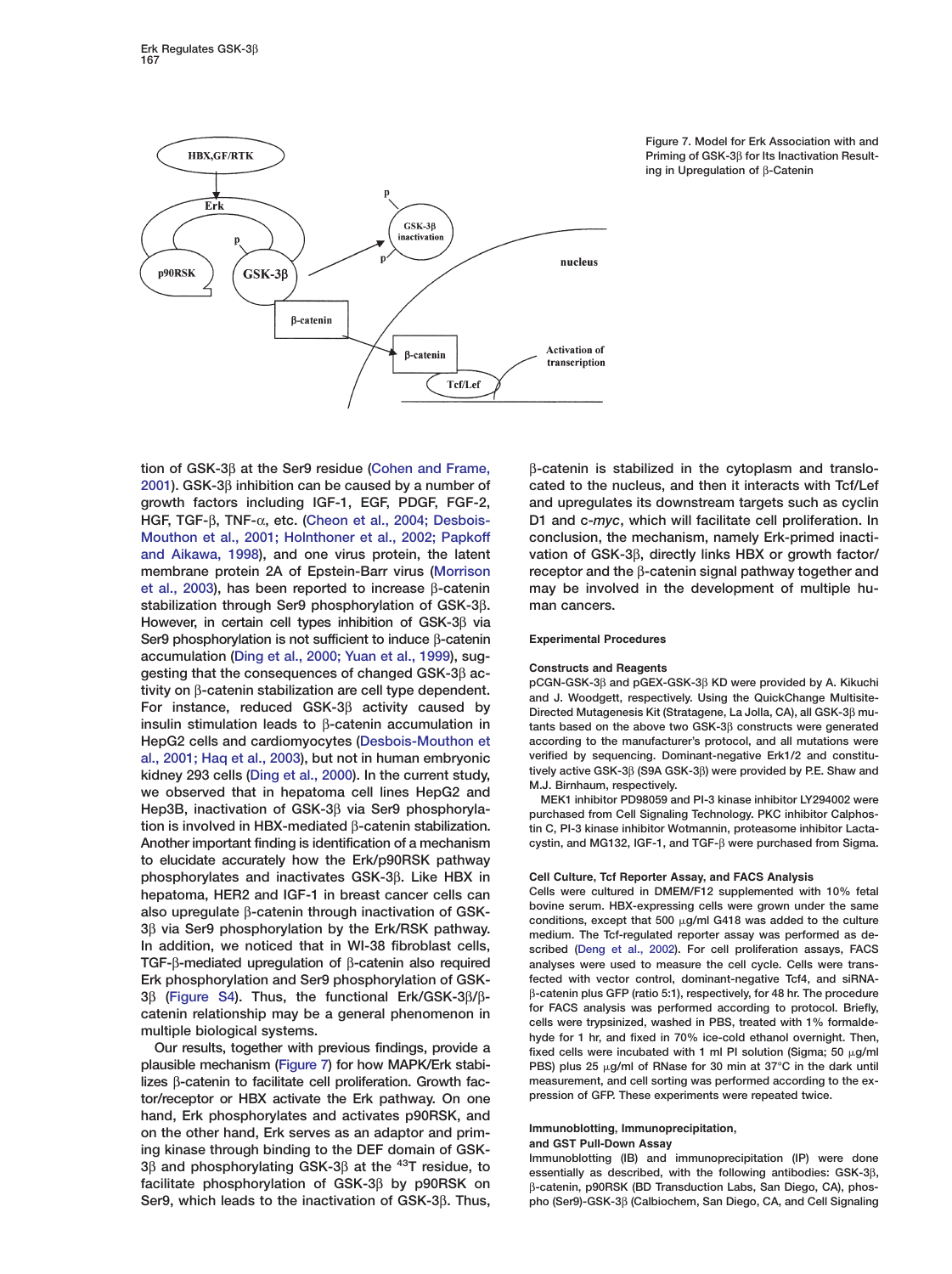Figure 7. Model for Erk Association with and Priming of GSK-3β for Its Inactivation Resulting in Upregulation of β-Catenin

tion of GSK-3β at the Ser9 residue (Cohen and Frame, 2001). GSK-3β inhibition can be caused by a number of growth factors including IGF-1, EGF, PDGF, FGF-2, HGF, TGF-β, TNF-α, etc. (Cheon et al., 2004; Desbois-Mouthon et al., 2001; Holnthoner et al., 2002; Papkoff and Aikawa, 1998), and one virus protein, the latent membrane protein 2A of Epstein-Barr virus (Morrison et al., 2003), has been reported to increase β-catenin stabilization through Ser9 phosphorylation of GSK-3β. However, in certain cell types inhibition of GSK-3β via Ser9 phosphorylation is not sufficient to induce β-catenin accumulation (Ding et al., 2000; Yuan et al., 1999), suggesting that the consequences of changed GSK-3β activity on β-catenin stabilization are cell type dependent. For instance, reduced GSK-3β activity caused by insulin stimulation leads to β-catenin accumulation in HepG2 cells and cardiomyocytes (Desbois-Mouthon et al., 2001; Haq et al., 2003), but not in human embryonic kidney 293 cells (Ding et al., 2000). In the current study, we observed that in hepatoma cell lines HepG2 and Hep3B, inactivation of GSK-3β via Ser9 phosphorylation is involved in HBX-mediated β-catenin stabilization. Another important finding is identification of a mechanism to elucidate accurately how the Erk/p90RSK pathway phosphorylates and inactivates GSK-3β. Like HBX in hepatoma, HER2 and IGF-1 in breast cancer cells can also upregulate β-catenin through inactivation of GSK-3β via Ser9 phosphorylation by the Erk/RSK pathway. In addition, we noticed that in WI-38 fibroblast cells, TGF-β-mediated upregulation of β-catenin also required Erk phosphorylation and Ser9 phosphorylation of GSK-3β (Figure S4). Thus, the functional Erk/GSK-3β/β-catenin relationship may be a general phenomenon in multiple biological systems.

Our results, together with previous findings, provide a plausible mechanism (Figure 7) for how MAPK/Erk stabilizes β-catenin to facilitate cell proliferation. Growth factor/receptor or HBX activate the Erk pathway. On one hand, Erk phosphorylates and activates p90RSK, and on the other hand, Erk serves as an adaptor and priming kinase through binding to the DEF domain of GSK-3β and phosphorylating GSK-3β at the [43]T residue, to facilitate phosphorylation of GSK-3β by p90RSK on Ser9, which leads to the inactivation of GSK-3β. Thus, β-catenin is stabilized in the cytoplasm and translocated to the nucleus, and then it interacts with Tcf/Lef and upregulates its downstream targets such as cyclin D1 and c-*myc*, which will facilitate cell proliferation. In conclusion, the mechanism, namely Erk-primed inactivation of GSK-3β, directly links HBX or growth factor/receptor and the β-catenin signal pathway together and may be involved in the development of multiple human cancers.

## Experimental Procedures

### Constructs and Reagents

pCGN-GSK-3β and pGEX-GSK-3β KD were provided by A. Kikuchi and J. Woodgett, respectively. Using the QuickChange Multisite-Directed Mutagenesis Kit (Stratagene, La Jolla, CA), all GSK-3β mutants based on the above two GSK-3β constructs were generated according to the manufacturer's protocol, and all mutations were verified by sequencing. Dominant-negative Erk1/2 and constitutively active GSK-3β (S9A GSK-3β) were provided by P.E. Shaw and M.J. Birnhaum, respectively.

MEK1 inhibitor PD98059 and PI-3 kinase inhibitor LY294002 were purchased from Cell Signaling Technology. PKC inhibitor Calphostin C, PI-3 kinase inhibitor Wotmannin, proteasome inhibitor Lactacystin, and MG132, IGF-1, and TGF-β were purchased from Sigma.

### Cell Culture, Tcf Reporter Assay, and FACS Analysis

Cells were cultured in DMEM/F12 supplemented with 10% fetal bovine serum. HBX-expressing cells were grown under the same conditions, except that 500 μg/ml G418 was added to the culture medium. The Tcf-regulated reporter assay was performed as described (Deng et al., 2002). For cell proliferation assays, FACS analyses were used to measure the cell cycle. Cells were transfected with vector control, dominant-negative Tcf4, and siRNA-β-catenin plus GFP (ratio 5:1), respectively, for 48 hr. The procedure for FACS analysis was performed according to protocol. Briefly, cells were trypsinized, washed in PBS, treated with 1% formaldehyde for 1 hr, and fixed in 70% ice-cold ethanol overnight. Then, fixed cells were incubated with 1 ml PI solution (Sigma; 50 μg/ml PBS) plus 25 μg/ml of RNase for 30 min at 37°C in the dark until measurement, and cell sorting was performed according to the expression of GFP. These experiments were repeated twice.

### Immunoblotting, Immunoprecipitation, and GST Pull-Down Assay

Immunoblotting (IB) and immunoprecipitation (IP) were done essentially as described, with the following antibodies: GSK-3β, β-catenin, p90RSK (BD Transduction Labs, San Diego, CA), phospho (Ser9)-GSK-3β (Calbiochem, San Diego, CA, and Cell Signaling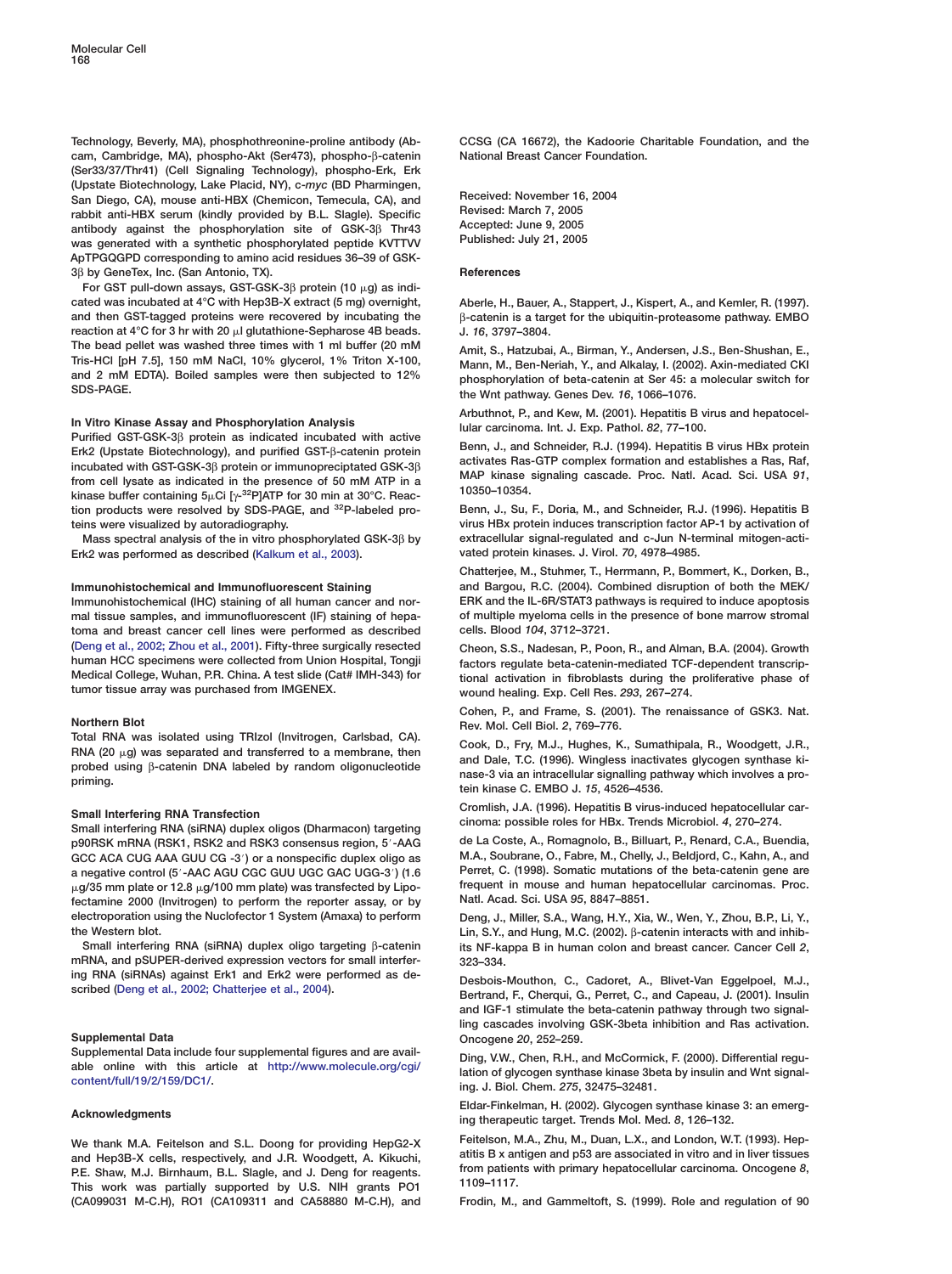Technology, Beverly, MA), phosphothreonine-proline antibody (Abcam, Cambridge, MA), phospho-Akt (Ser473), phospho-β-catenin (Ser33/37/Thr41) (Cell Signaling Technology), phospho-Erk, Erk (Upstate Biotechnology, Lake Placid, NY), c-*myc* (BD Pharmingen, San Diego, CA), mouse anti-HBX (Chemicon, Temecula, CA), and rabbit anti-HBX serum (kindly provided by B.L. Slagle). Specific antibody against the phosphorylation site of GSK-3β Thr43 was generated with a synthetic phosphorylated peptide KVTTVV ApTPGQGPD corresponding to amino acid residues 36–39 of GSK-3β by GeneTex, Inc. (San Antonio, TX).

For GST pull-down assays, GST-GSK-3β protein (10 μg) as indicated was incubated at 4°C with Hep3B-X extract (5 mg) overnight, and then GST-tagged proteins were recovered by incubating the reaction at 4°C for 3 hr with 20 μl glutathione-Sepharose 4B beads. The bead pellet was washed three times with 1 ml buffer (20 mM Tris-HCl [pH 7.5], 150 mM NaCl, 10% glycerol, 1% Triton X-100, and 2 mM EDTA). Boiled samples were then subjected to 12% SDS-PAGE.

### In Vitro Kinase Assay and Phosphorylation Analysis

Purified GST-GSK-3β protein as indicated incubated with active Erk2 (Upstate Biotechnology), and purified GST-β-catenin protein incubated with GST-GSK-3β protein or immunopreciptated GSK-3β from cell lysate as indicated in the presence of 50 mM ATP in a kinase buffer containing 5μCi [γ-$^{32}$P]ATP for 30 min at 30°C. Reaction products were resolved by SDS-PAGE, and $^{32}$P-labeled proteins were visualized by autoradiography.

Mass spectral analysis of the in vitro phosphorylated GSK-3β by Erk2 was performed as described (Kalkum et al., 2003).

### Immunohistochemical and Immunofluorescent Staining

Immunohistochemical (IHC) staining of all human cancer and normal tissue samples, and immunofluorescent (IF) staining of hepatoma and breast cancer cell lines were performed as described (Deng et al., 2002; Zhou et al., 2001). Fifty-three surgically resected human HCC specimens were collected from Union Hospital, Tongji Medical College, Wuhan, P.R. China. A test slide (Cat# IMH-343) for tumor tissue array was purchased from IMGENEX.

### Northern Blot

Total RNA was isolated using TRIzol (Invitrogen, Carlsbad, CA). RNA (20 μg) was separated and transferred to a membrane, then probed using β-catenin DNA labeled by random oligonucleotide priming.

### Small Interfering RNA Transfection

Small interfering RNA (siRNA) duplex oligos (Dharmacon) targeting p90RSK mRNA (RSK1, RSK2 and RSK3 consensus region, 5′-AAG GCC ACA CUG AAA GUU CG -3′) or a nonspecific duplex oligo as a negative control (5′-AAC AGU CGC GUU UGC GAC UGG-3′) (1.6 μg/35 mm plate or 12.8 μg/100 mm plate) was transfected by Lipofectamine 2000 (Invitrogen) to perform the reporter assay, or by electroporation using the Nuclofector 1 System (Amaxa) to perform the Western blot.

Small interfering RNA (siRNA) duplex oligo targeting β-catenin mRNA, and pSUPER-derived expression vectors for small interfering RNA (siRNAs) against Erk1 and Erk2 were performed as described (Deng et al., 2002; Chatterjee et al., 2004).

### Supplemental Data

Supplemental Data include four supplemental figures and are available online with this article at http://www.molecule.org/cgi/content/full/19/2/159/DC1/.

### Acknowledgments

We thank M.A. Feitelson and S.L. Doong for providing HepG2-X and Hep3B-X cells, respectively, and J.R. Woodgett, A. Kikuchi, P.E. Shaw, M.J. Birnhaum, B.L. Slagle, and J. Deng for reagents. This work was partially supported by U.S. NIH grants PO1 (CA099031 M-C.H), RO1 (CA109311 and CA58880 M-C.H), and CCSG (CA 16672), the Kadoorie Charitable Foundation, and the National Breast Cancer Foundation.

Received: November 16, 2004
Revised: March 7, 2005
Accepted: June 9, 2005
Published: July 21, 2005

### References

Aberle, H., Bauer, A., Stappert, J., Kispert, A., and Kemler, R. (1997). β-catenin is a target for the ubiquitin-proteasome pathway. EMBO J. *16*, 3797–3804.

Amit, S., Hatzubai, A., Birman, Y., Andersen, J.S., Ben-Shushan, E., Mann, M., Ben-Neriah, Y., and Alkalay, I. (2002). Axin-mediated CKI phosphorylation of beta-catenin at Ser 45: a molecular switch for the Wnt pathway. Genes Dev. *16*, 1066–1076.

Arbuthnot, P., and Kew, M. (2001). Hepatitis B virus and hepatocellular carcinoma. Int. J. Exp. Pathol. *82*, 77–100.

Benn, J., and Schneider, R.J. (1994). Hepatitis B virus HBx protein activates Ras-GTP complex formation and establishes a Ras, Raf, MAP kinase signaling cascade. Proc. Natl. Acad. Sci. USA *91*, 10350–10354.

Benn, J., Su, F., Doria, M., and Schneider, R.J. (1996). Hepatitis B virus HBx protein induces transcription factor AP-1 by activation of extracellular signal-regulated and c-Jun N-terminal mitogen-activated protein kinases. J. Virol. *70*, 4978–4985.

Chatterjee, M., Stuhmer, T., Herrmann, P., Bommert, K., Dorken, B., and Bargou, R.C. (2004). Combined disruption of both the MEK/ERK and the IL-6R/STAT3 pathways is required to induce apoptosis of multiple myeloma cells in the presence of bone marrow stromal cells. Blood *104*, 3712–3721.

Cheon, S.S., Nadesan, P., Poon, R., and Alman, B.A. (2004). Growth factors regulate beta-catenin-mediated TCF-dependent transcriptional activation in fibroblasts during the proliferative phase of wound healing. Exp. Cell Res. *293*, 267–274.

Cohen, P., and Frame, S. (2001). The renaissance of GSK3. Nat. Rev. Mol. Cell Biol. *2*, 769–776.

Cook, D., Fry, M.J., Hughes, K., Sumathipala, R., Woodgett, J.R., and Dale, T.C. (1996). Wingless inactivates glycogen synthase kinase-3 via an intracellular signalling pathway which involves a protein kinase C. EMBO J. *15*, 4526–4536.

Cromlish, J.A. (1996). Hepatitis B virus-induced hepatocellular carcinoma: possible roles for HBx. Trends Microbiol. *4*, 270–274.

de La Coste, A., Romagnolo, B., Billuart, P., Renard, C.A., Buendia, M.A., Soubrane, O., Fabre, M., Chelly, J., Beldjord, C., Kahn, A., and Perret, C. (1998). Somatic mutations of the beta-catenin gene are frequent in mouse and human hepatocellular carcinomas. Proc. Natl. Acad. Sci. USA *95*, 8847–8851.

Deng, J., Miller, S.A., Wang, H.Y., Xia, W., Wen, Y., Zhou, B.P., Li, Y., Lin, S.Y., and Hung, M.C. (2002). β-catenin interacts with and inhibits NF-kappa B in human colon and breast cancer. Cancer Cell *2*, 323–334.

Desbois-Mouthon, C., Cadoret, A., Blivet-Van Eggelpoel, M.J., Bertrand, F., Cherqui, G., Perret, C., and Capeau, J. (2001). Insulin and IGF-1 stimulate the beta-catenin pathway through two signalling cascades involving GSK-3beta inhibition and Ras activation. Oncogene *20*, 252–259.

Ding, V.W., Chen, R.H., and McCormick, F. (2000). Differential regulation of glycogen synthase kinase 3beta by insulin and Wnt signaling. J. Biol. Chem. *275*, 32475–32481.

Eldar-Finkelman, H. (2002). Glycogen synthase kinase 3: an emerging therapeutic target. Trends Mol. Med. *8*, 126–132.

Feitelson, M.A., Zhu, M., Duan, L.X., and London, W.T. (1993). Hepatitis B x antigen and p53 are associated in vitro and in liver tissues from patients with primary hepatocellular carcinoma. Oncogene *8*, 1109–1117.

Frodin, M., and Gammeltoft, S. (1999). Role and regulation of 90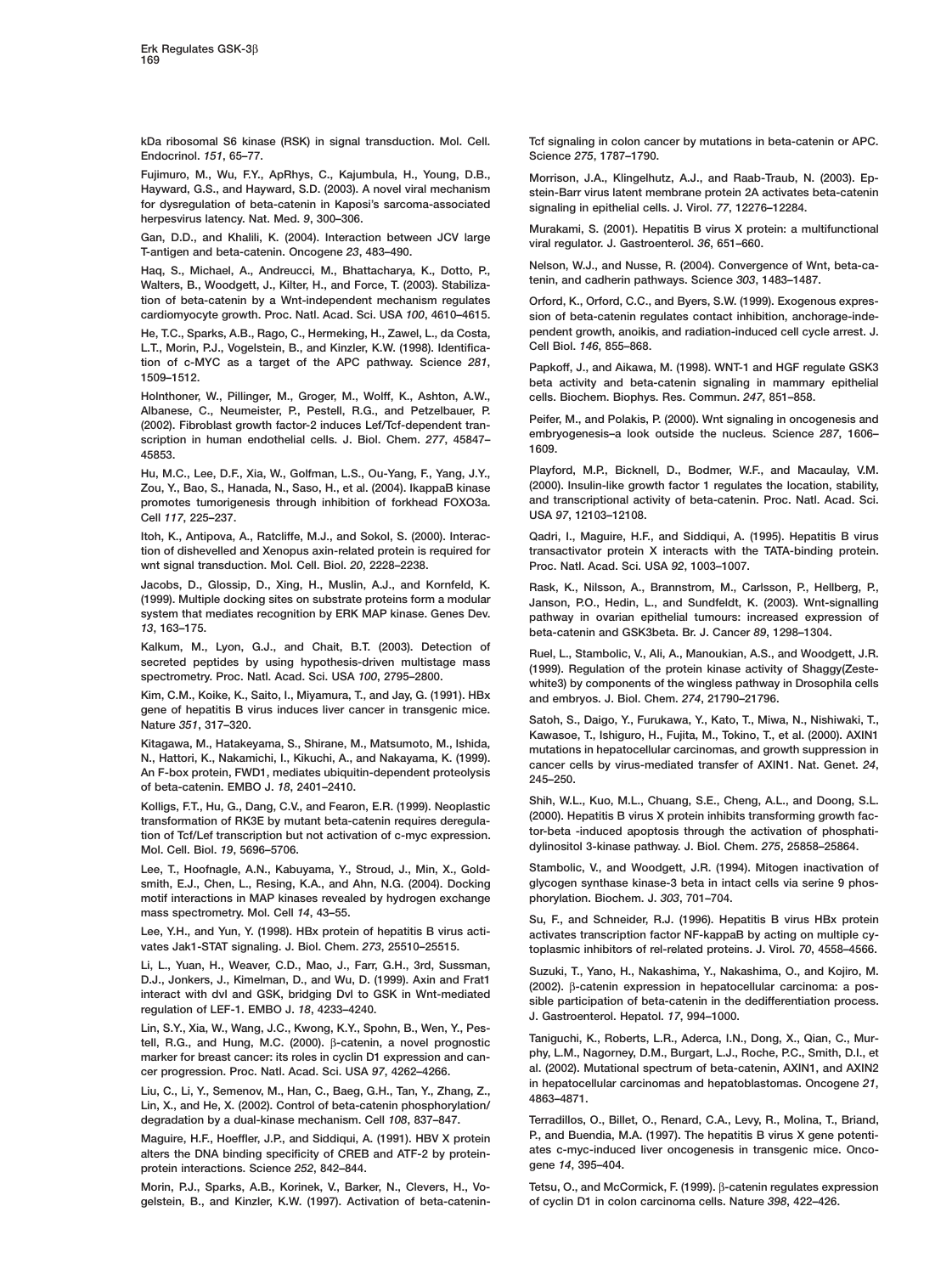kDa ribosomal S6 kinase (RSK) in signal transduction. Mol. Cell. Endocrinol. *151*, 65–77.

Fujimuro, M., Wu, F.Y., ApRhys, C., Kajumbula, H., Young, D.B., Hayward, G.S., and Hayward, S.D. (2003). A novel viral mechanism for dysregulation of beta-catenin in Kaposi's sarcoma-associated herpesvirus latency. Nat. Med. *9*, 300–306.

Gan, D.D., and Khalili, K. (2004). Interaction between JCV large T-antigen and beta-catenin. Oncogene *23*, 483–490.

Haq, S., Michael, A., Andreucci, M., Bhattacharya, K., Dotto, P., Walters, B., Woodgett, J., Kilter, H., and Force, T. (2003). Stabilization of beta-catenin by a Wnt-independent mechanism regulates cardiomyocyte growth. Proc. Natl. Acad. Sci. USA *100*, 4610–4615.

He, T.C., Sparks, A.B., Rago, C., Hermeking, H., Zawel, L., da Costa, L.T., Morin, P.J., Vogelstein, B., and Kinzler, K.W. (1998). Identification of c-MYC as a target of the APC pathway. Science *281*, 1509–1512.

Holnthoner, W., Pillinger, M., Groger, M., Wolff, K., Ashton, A.W., Albanese, C., Neumeister, P., Pestell, R.G., and Petzelbauer, P. (2002). Fibroblast growth factor-2 induces Lef/Tcf-dependent transcription in human endothelial cells. J. Biol. Chem. *277*, 45847–45853.

Hu, M.C., Lee, D.F., Xia, W., Golfman, L.S., Ou-Yang, F., Yang, J.Y., Zou, Y., Bao, S., Hanada, N., Saso, H., et al. (2004). IkappaB kinase promotes tumorigenesis through inhibition of forkhead FOXO3a. Cell *117*, 225–237.

Itoh, K., Antipova, A., Ratcliffe, M.J., and Sokol, S. (2000). Interaction of dishevelled and Xenopus axin-related protein is required for wnt signal transduction. Mol. Cell. Biol. *20*, 2228–2238.

Jacobs, D., Glossip, D., Xing, H., Muslin, A.J., and Kornfeld, K. (1999). Multiple docking sites on substrate proteins form a modular system that mediates recognition by ERK MAP kinase. Genes Dev. *13*, 163–175.

Kalkum, M., Lyon, G.J., and Chait, B.T. (2003). Detection of secreted peptides by using hypothesis-driven multistage mass spectrometry. Proc. Natl. Acad. Sci. USA *100*, 2795–2800.

Kim, C.M., Koike, K., Saito, I., Miyamura, T., and Jay, G. (1991). HBx gene of hepatitis B virus induces liver cancer in transgenic mice. Nature *351*, 317–320.

Kitagawa, M., Hatakeyama, S., Shirane, M., Matsumoto, M., Ishida, N., Hattori, K., Nakamichi, I., Kikuchi, A., and Nakayama, K. (1999). An F-box protein, FWD1, mediates ubiquitin-dependent proteolysis of beta-catenin. EMBO J. *18*, 2401–2410.

Kolligs, F.T., Hu, G., Dang, C.V., and Fearon, E.R. (1999). Neoplastic transformation of RK3E by mutant beta-catenin requires deregulation of Tcf/Lef transcription but not activation of c-myc expression. Mol. Cell. Biol. *19*, 5696–5706.

Lee, T., Hoofnagle, A.N., Kabuyama, Y., Stroud, J., Min, X., Goldsmith, E.J., Chen, L., Resing, K.A., and Ahn, N.G. (2004). Docking motif interactions in MAP kinases revealed by hydrogen exchange mass spectrometry. Mol. Cell *14*, 43–55.

Lee, Y.H., and Yun, Y. (1998). HBx protein of hepatitis B virus activates Jak1-STAT signaling. J. Biol. Chem. *273*, 25510–25515.

Li, L., Yuan, H., Weaver, C.D., Mao, J., Farr, G.H., 3rd, Sussman, D.J., Jonkers, J., Kimelman, D., and Wu, D. (1999). Axin and Frat1 interact with dvl and GSK, bridging Dvl to GSK in Wnt-mediated regulation of LEF-1. EMBO J. *18*, 4233–4240.

Lin, S.Y., Xia, W., Wang, J.C., Kwong, K.Y., Spohn, B., Wen, Y., Pestell, R.G., and Hung, M.C. (2000). β-catenin, a novel prognostic marker for breast cancer: its roles in cyclin D1 expression and cancer progression. Proc. Natl. Acad. Sci. USA *97*, 4262–4266.

Liu, C., Li, Y., Semenov, M., Han, C., Baeg, G.H., Tan, Y., Zhang, Z., Lin, X., and He, X. (2002). Control of beta-catenin phosphorylation/degradation by a dual-kinase mechanism. Cell *108*, 837–847.

Maguire, H.F., Hoeffler, J.P., and Siddiqui, A. (1991). HBV X protein alters the DNA binding specificity of CREB and ATF-2 by protein-protein interactions. Science *252*, 842–844.

Morin, P.J., Sparks, A.B., Korinek, V., Barker, N., Clevers, H., Vogelstein, B., and Kinzler, K.W. (1997). Activation of beta-catenin-Tcf signaling in colon cancer by mutations in beta-catenin or APC. Science *275*, 1787–1790.

Morrison, J.A., Klingelhutz, A.J., and Raab-Traub, N. (2003). Epstein-Barr virus latent membrane protein 2A activates beta-catenin signaling in epithelial cells. J. Virol. *77*, 12276–12284.

Murakami, S. (2001). Hepatitis B virus X protein: a multifunctional viral regulator. J. Gastroenterol. *36*, 651–660.

Nelson, W.J., and Nusse, R. (2004). Convergence of Wnt, beta-catenin, and cadherin pathways. Science *303*, 1483–1487.

Orford, K., Orford, C.C., and Byers, S.W. (1999). Exogenous expression of beta-catenin regulates contact inhibition, anchorage-independent growth, anoikis, and radiation-induced cell cycle arrest. J. Cell Biol. *146*, 855–868.

Papkoff, J., and Aikawa, M. (1998). WNT-1 and HGF regulate GSK3 beta activity and beta-catenin signaling in mammary epithelial cells. Biochem. Biophys. Res. Commun. *247*, 851–858.

Peifer, M., and Polakis, P. (2000). Wnt signaling in oncogenesis and embryogenesis–a look outside the nucleus. Science *287*, 1606–1609.

Playford, M.P., Bicknell, D., Bodmer, W.F., and Macaulay, V.M. (2000). Insulin-like growth factor 1 regulates the location, stability, and transcriptional activity of beta-catenin. Proc. Natl. Acad. Sci. USA *97*, 12103–12108.

Qadri, I., Maguire, H.F., and Siddiqui, A. (1995). Hepatitis B virus transactivator protein X interacts with the TATA-binding protein. Proc. Natl. Acad. Sci. USA *92*, 1003–1007.

Rask, K., Nilsson, A., Brannstrom, M., Carlsson, P., Hellberg, P., Janson, P.O., Hedin, L., and Sundfeldt, K. (2003). Wnt-signalling pathway in ovarian epithelial tumours: increased expression of beta-catenin and GSK3beta. Br. J. Cancer *89*, 1298–1304.

Ruel, L., Stambolic, V., Ali, A., Manoukian, A.S., and Woodgett, J.R. (1999). Regulation of the protein kinase activity of Shaggy(Zeste-white3) by components of the wingless pathway in Drosophila cells and embryos. J. Biol. Chem. *274*, 21790–21796.

Satoh, S., Daigo, Y., Furukawa, Y., Kato, T., Miwa, N., Nishiwaki, T., Kawasoe, T., Ishiguro, H., Fujita, M., Tokino, T., et al. (2000). AXIN1 mutations in hepatocellular carcinomas, and growth suppression in cancer cells by virus-mediated transfer of AXIN1. Nat. Genet. *24*, 245–250.

Shih, W.L., Kuo, M.L., Chuang, S.E., Cheng, A.L., and Doong, S.L. (2000). Hepatitis B virus X protein inhibits transforming growth factor-beta -induced apoptosis through the activation of phosphatidylinositol 3-kinase pathway. J. Biol. Chem. *275*, 25858–25864.

Stambolic, V., and Woodgett, J.R. (1994). Mitogen inactivation of glycogen synthase kinase-3 beta in intact cells via serine 9 phosphorylation. Biochem. J. *303*, 701–704.

Su, F., and Schneider, R.J. (1996). Hepatitis B virus HBx protein activates transcription factor NF-kappaB by acting on multiple cytoplasmic inhibitors of rel-related proteins. J. Virol. *70*, 4558–4566.

Suzuki, T., Yano, H., Nakashima, Y., Nakashima, O., and Kojiro, M. (2002). β-catenin expression in hepatocellular carcinoma: a possible participation of beta-catenin in the dedifferentiation process. J. Gastroenterol. Hepatol. *17*, 994–1000.

Taniguchi, K., Roberts, L.R., Aderca, I.N., Dong, X., Qian, C., Murphy, L.M., Nagorney, D.M., Burgart, L.J., Roche, P.C., Smith, D.I., et al. (2002). Mutational spectrum of beta-catenin, AXIN1, and AXIN2 in hepatocellular carcinomas and hepatoblastomas. Oncogene *21*, 4863–4871.

Terradillos, O., Billet, O., Renard, C.A., Levy, R., Molina, T., Briand, P., and Buendia, M.A. (1997). The hepatitis B virus X gene potentiates c-myc-induced liver oncogenesis in transgenic mice. Oncogene *14*, 395–404.

Tetsu, O., and McCormick, F. (1999). β-catenin regulates expression of cyclin D1 in colon carcinoma cells. Nature *398*, 422–426.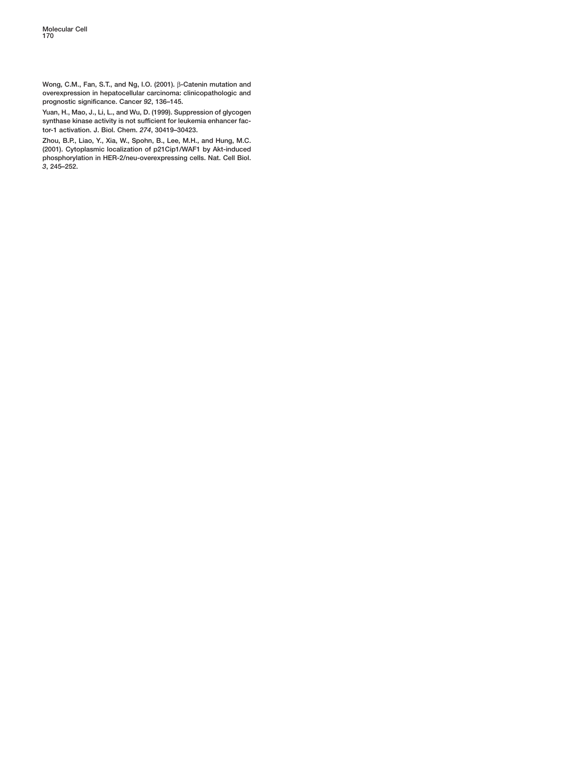Wong, C.M., Fan, S.T., and Ng, I.O. (2001). β-Catenin mutation and overexpression in hepatocellular carcinoma: clinicopathologic and prognostic significance. Cancer *92*, 136–145.

Yuan, H., Mao, J., Li, L., and Wu, D. (1999). Suppression of glycogen synthase kinase activity is not sufficient for leukemia enhancer factor-1 activation. J. Biol. Chem. *274*, 30419–30423.

Zhou, B.P., Liao, Y., Xia, W., Spohn, B., Lee, M.H., and Hung, M.C. (2001). Cytoplasmic localization of p21Cip1/WAF1 by Akt-induced phosphorylation in HER-2/neu-overexpressing cells. Nat. Cell Biol. *3*, 245–252.